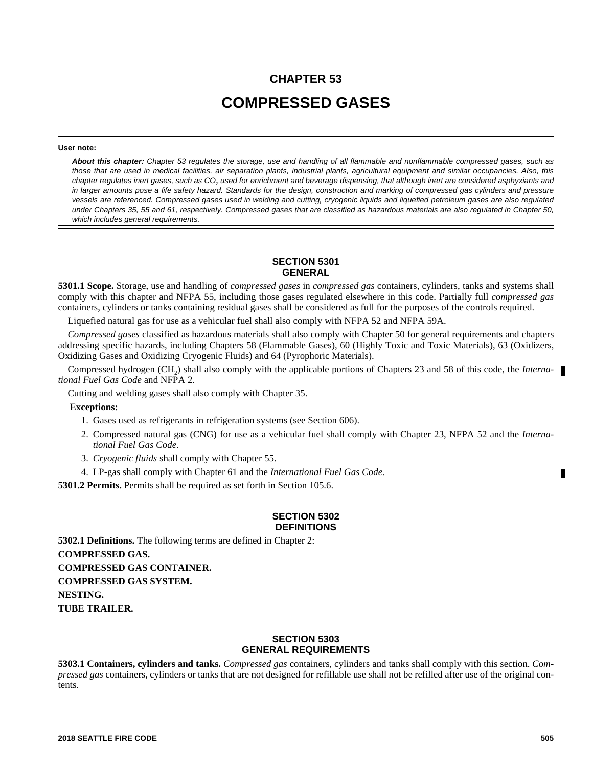# CHAPTER 53

# COMPRESSED GASES

**User note:**

***About this chapter:*** *Chapter 53 regulates the storage, use and handling of all flammable and nonflammable compressed gases, such as those that are used in medical facilities, air separation plants, industrial plants, agricultural equipment and similar occupancies. Also, this chapter regulates inert gases, such as* $CO_2$ *used for enrichment and beverage dispensing, that although inert are considered asphyxiants and in larger amounts pose a life safety hazard. Standards for the design, construction and marking of compressed gas cylinders and pressure vessels are referenced. Compressed gases used in welding and cutting, cryogenic liquids and liquefied petroleum gases are also regulated under Chapters 35, 55 and 61, respectively. Compressed gases that are classified as hazardous materials are also regulated in Chapter 50, which includes general requirements.*

## SECTION 5301 GENERAL

**5301.1 Scope.** Storage, use and handling of *compressed gases* in *compressed gas* containers, cylinders, tanks and systems shall comply with this chapter and NFPA 55, including those gases regulated elsewhere in this code. Partially full *compressed gas* containers, cylinders or tanks containing residual gases shall be considered as full for the purposes of the controls required.

Liquefied natural gas for use as a vehicular fuel shall also comply with NFPA 52 and NFPA 59A.

*Compressed gases* classified as hazardous materials shall also comply with Chapter 50 for general requirements and chapters addressing specific hazards, including Chapters 58 (Flammable Gases), 60 (Highly Toxic and Toxic Materials), 63 (Oxidizers, Oxidizing Gases and Oxidizing Cryogenic Fluids) and 64 (Pyrophoric Materials).

Compressed hydrogen ($CH_2$) shall also comply with the applicable portions of Chapters 23 and 58 of this code, the *International Fuel Gas Code* and NFPA 2.

Cutting and welding gases shall also comply with Chapter 35.

**Exceptions:**

1. Gases used as refrigerants in refrigeration systems (see Section 606).
2. Compressed natural gas (CNG) for use as a vehicular fuel shall comply with Chapter 23, NFPA 52 and the *International Fuel Gas Code*.
3. *Cryogenic fluids* shall comply with Chapter 55.
4. LP-gas shall comply with Chapter 61 and the *International Fuel Gas Code.*

**5301.2 Permits.** Permits shall be required as set forth in Section 105.6.

## SECTION 5302 DEFINITIONS

**5302.1 Definitions.** The following terms are defined in Chapter 2:

**COMPRESSED GAS.**

**COMPRESSED GAS CONTAINER.**

**COMPRESSED GAS SYSTEM.**

**NESTING.**

**TUBE TRAILER.**

## SECTION 5303 GENERAL REQUIREMENTS

**5303.1 Containers, cylinders and tanks.** *Compressed gas* containers, cylinders and tanks shall comply with this section. *Compressed gas* containers, cylinders or tanks that are not designed for refillable use shall not be refilled after use of the original contents.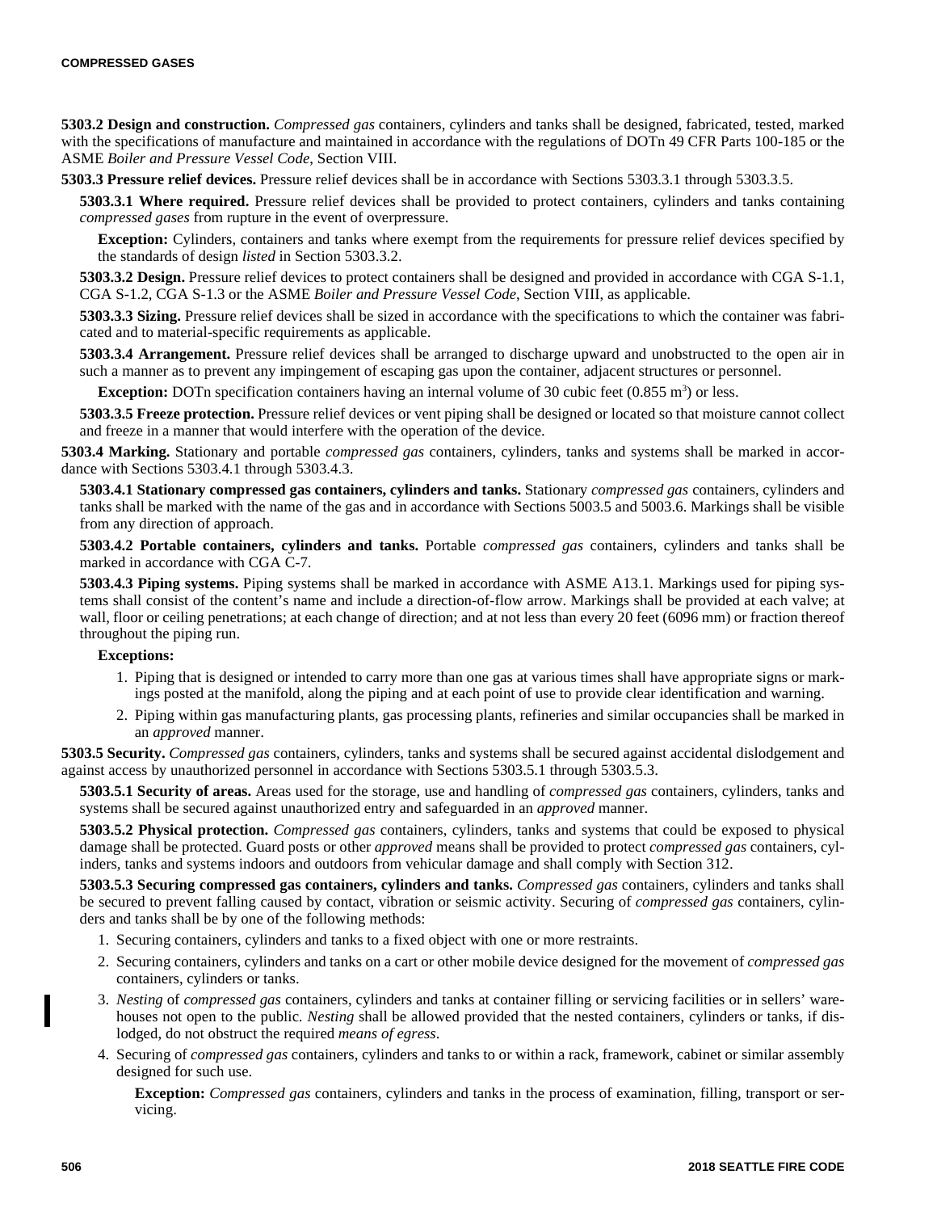**5303.2 Design and construction.** *Compressed gas* containers, cylinders and tanks shall be designed, fabricated, tested, marked with the specifications of manufacture and maintained in accordance with the regulations of DOTn 49 CFR Parts 100-185 or the ASME *Boiler and Pressure Vessel Code*, Section VIII.

**5303.3 Pressure relief devices.** Pressure relief devices shall be in accordance with Sections 5303.3.1 through 5303.3.5.

**5303.3.1 Where required.** Pressure relief devices shall be provided to protect containers, cylinders and tanks containing *compressed gases* from rupture in the event of overpressure.

**Exception:** Cylinders, containers and tanks where exempt from the requirements for pressure relief devices specified by the standards of design *listed* in Section 5303.3.2.

**5303.3.2 Design.** Pressure relief devices to protect containers shall be designed and provided in accordance with CGA S-1.1, CGA S-1.2, CGA S-1.3 or the ASME *Boiler and Pressure Vessel Code*, Section VIII, as applicable.

**5303.3.3 Sizing.** Pressure relief devices shall be sized in accordance with the specifications to which the container was fabricated and to material-specific requirements as applicable.

**5303.3.4 Arrangement.** Pressure relief devices shall be arranged to discharge upward and unobstructed to the open air in such a manner as to prevent any impingement of escaping gas upon the container, adjacent structures or personnel.

**Exception:** DOTn specification containers having an internal volume of 30 cubic feet (0.855 $m^3$) or less.

**5303.3.5 Freeze protection.** Pressure relief devices or vent piping shall be designed or located so that moisture cannot collect and freeze in a manner that would interfere with the operation of the device.

**5303.4 Marking.** Stationary and portable *compressed gas* containers, cylinders, tanks and systems shall be marked in accordance with Sections 5303.4.1 through 5303.4.3.

**5303.4.1 Stationary compressed gas containers, cylinders and tanks.** Stationary *compressed gas* containers, cylinders and tanks shall be marked with the name of the gas and in accordance with Sections 5003.5 and 5003.6. Markings shall be visible from any direction of approach.

**5303.4.2 Portable containers, cylinders and tanks.** Portable *compressed gas* containers, cylinders and tanks shall be marked in accordance with CGA C-7.

**5303.4.3 Piping systems.** Piping systems shall be marked in accordance with ASME A13.1. Markings used for piping systems shall consist of the content's name and include a direction-of-flow arrow. Markings shall be provided at each valve; at wall, floor or ceiling penetrations; at each change of direction; and at not less than every 20 feet (6096 mm) or fraction thereof throughout the piping run.

**Exceptions:**

1. Piping that is designed or intended to carry more than one gas at various times shall have appropriate signs or markings posted at the manifold, along the piping and at each point of use to provide clear identification and warning.
2. Piping within gas manufacturing plants, gas processing plants, refineries and similar occupancies shall be marked in an *approved* manner.

**5303.5 Security.** *Compressed gas* containers, cylinders, tanks and systems shall be secured against accidental dislodgement and against access by unauthorized personnel in accordance with Sections 5303.5.1 through 5303.5.3.

**5303.5.1 Security of areas.** Areas used for the storage, use and handling of *compressed gas* containers, cylinders, tanks and systems shall be secured against unauthorized entry and safeguarded in an *approved* manner.

**5303.5.2 Physical protection.** *Compressed gas* containers, cylinders, tanks and systems that could be exposed to physical damage shall be protected. Guard posts or other *approved* means shall be provided to protect *compressed gas* containers, cylinders, tanks and systems indoors and outdoors from vehicular damage and shall comply with Section 312.

**5303.5.3 Securing compressed gas containers, cylinders and tanks.** *Compressed gas* containers, cylinders and tanks shall be secured to prevent falling caused by contact, vibration or seismic activity. Securing of *compressed gas* containers, cylinders and tanks shall be by one of the following methods:

1. Securing containers, cylinders and tanks to a fixed object with one or more restraints.
2. Securing containers, cylinders and tanks on a cart or other mobile device designed for the movement of *compressed gas* containers, cylinders or tanks.
3. *Nesting* of *compressed gas* containers, cylinders and tanks at container filling or servicing facilities or in sellers' warehouses not open to the public. *Nesting* shall be allowed provided that the nested containers, cylinders or tanks, if dislodged, do not obstruct the required *means of egress*.
4. Securing of *compressed gas* containers, cylinders and tanks to or within a rack, framework, cabinet or similar assembly designed for such use.

**Exception:** *Compressed gas* containers, cylinders and tanks in the process of examination, filling, transport or servicing.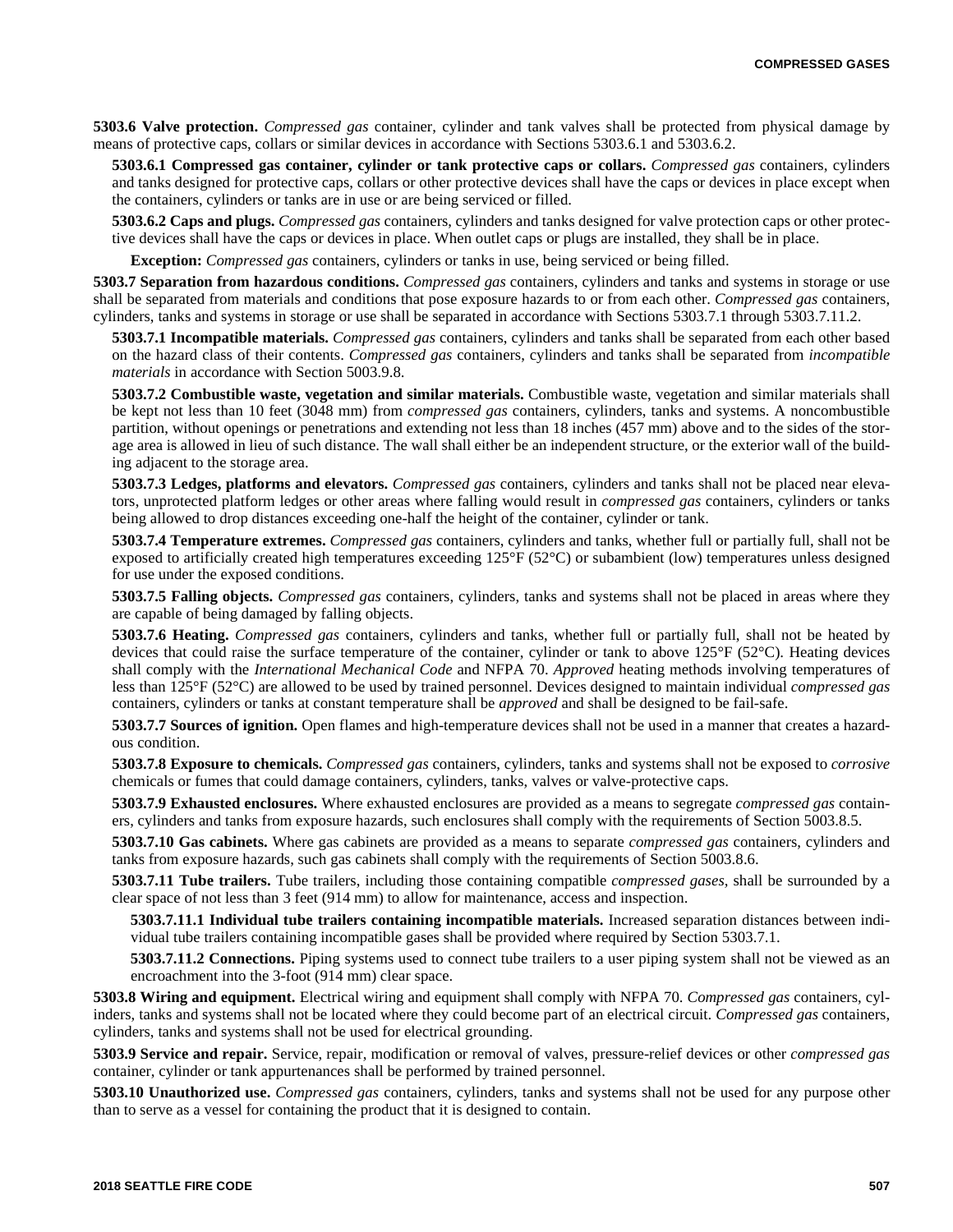**5303.6 Valve protection.** *Compressed gas* container, cylinder and tank valves shall be protected from physical damage by means of protective caps, collars or similar devices in accordance with Sections 5303.6.1 and 5303.6.2.

**5303.6.1 Compressed gas container, cylinder or tank protective caps or collars.** *Compressed gas* containers, cylinders and tanks designed for protective caps, collars or other protective devices shall have the caps or devices in place except when the containers, cylinders or tanks are in use or are being serviced or filled.

**5303.6.2 Caps and plugs.** *Compressed gas* containers, cylinders and tanks designed for valve protection caps or other protective devices shall have the caps or devices in place. When outlet caps or plugs are installed, they shall be in place.

**Exception:** *Compressed gas* containers, cylinders or tanks in use, being serviced or being filled.

**5303.7 Separation from hazardous conditions.** *Compressed gas* containers, cylinders and tanks and systems in storage or use shall be separated from materials and conditions that pose exposure hazards to or from each other. *Compressed gas* containers, cylinders, tanks and systems in storage or use shall be separated in accordance with Sections 5303.7.1 through 5303.7.11.2.

**5303.7.1 Incompatible materials.** *Compressed gas* containers, cylinders and tanks shall be separated from each other based on the hazard class of their contents. *Compressed gas* containers, cylinders and tanks shall be separated from *incompatible materials* in accordance with Section 5003.9.8.

**5303.7.2 Combustible waste, vegetation and similar materials.** Combustible waste, vegetation and similar materials shall be kept not less than 10 feet (3048 mm) from *compressed gas* containers, cylinders, tanks and systems. A noncombustible partition, without openings or penetrations and extending not less than 18 inches (457 mm) above and to the sides of the storage area is allowed in lieu of such distance. The wall shall either be an independent structure, or the exterior wall of the building adjacent to the storage area.

**5303.7.3 Ledges, platforms and elevators.** *Compressed gas* containers, cylinders and tanks shall not be placed near elevators, unprotected platform ledges or other areas where falling would result in *compressed gas* containers, cylinders or tanks being allowed to drop distances exceeding one-half the height of the container, cylinder or tank.

**5303.7.4 Temperature extremes.** *Compressed gas* containers, cylinders and tanks, whether full or partially full, shall not be exposed to artificially created high temperatures exceeding 125°F (52°C) or subambient (low) temperatures unless designed for use under the exposed conditions.

**5303.7.5 Falling objects.** *Compressed gas* containers, cylinders, tanks and systems shall not be placed in areas where they are capable of being damaged by falling objects.

**5303.7.6 Heating.** *Compressed gas* containers, cylinders and tanks, whether full or partially full, shall not be heated by devices that could raise the surface temperature of the container, cylinder or tank to above 125°F (52°C). Heating devices shall comply with the *International Mechanical Code* and NFPA 70. *Approved* heating methods involving temperatures of less than 125°F (52°C) are allowed to be used by trained personnel. Devices designed to maintain individual *compressed gas* containers, cylinders or tanks at constant temperature shall be *approved* and shall be designed to be fail-safe.

**5303.7.7 Sources of ignition.** Open flames and high-temperature devices shall not be used in a manner that creates a hazardous condition.

**5303.7.8 Exposure to chemicals.** *Compressed gas* containers, cylinders, tanks and systems shall not be exposed to *corrosive* chemicals or fumes that could damage containers, cylinders, tanks, valves or valve-protective caps.

**5303.7.9 Exhausted enclosures.** Where exhausted enclosures are provided as a means to segregate *compressed gas* containers, cylinders and tanks from exposure hazards, such enclosures shall comply with the requirements of Section 5003.8.5.

**5303.7.10 Gas cabinets.** Where gas cabinets are provided as a means to separate *compressed gas* containers, cylinders and tanks from exposure hazards, such gas cabinets shall comply with the requirements of Section 5003.8.6.

**5303.7.11 Tube trailers.** Tube trailers, including those containing compatible *compressed gases*, shall be surrounded by a clear space of not less than 3 feet (914 mm) to allow for maintenance, access and inspection.

**5303.7.11.1 Individual tube trailers containing incompatible materials.** Increased separation distances between individual tube trailers containing incompatible gases shall be provided where required by Section 5303.7.1.

**5303.7.11.2 Connections.** Piping systems used to connect tube trailers to a user piping system shall not be viewed as an encroachment into the 3-foot (914 mm) clear space.

**5303.8 Wiring and equipment.** Electrical wiring and equipment shall comply with NFPA 70. *Compressed gas* containers, cylinders, tanks and systems shall not be located where they could become part of an electrical circuit. *Compressed gas* containers, cylinders, tanks and systems shall not be used for electrical grounding.

**5303.9 Service and repair.** Service, repair, modification or removal of valves, pressure-relief devices or other *compressed gas* container, cylinder or tank appurtenances shall be performed by trained personnel.

**5303.10 Unauthorized use.** *Compressed gas* containers, cylinders, tanks and systems shall not be used for any purpose other than to serve as a vessel for containing the product that it is designed to contain.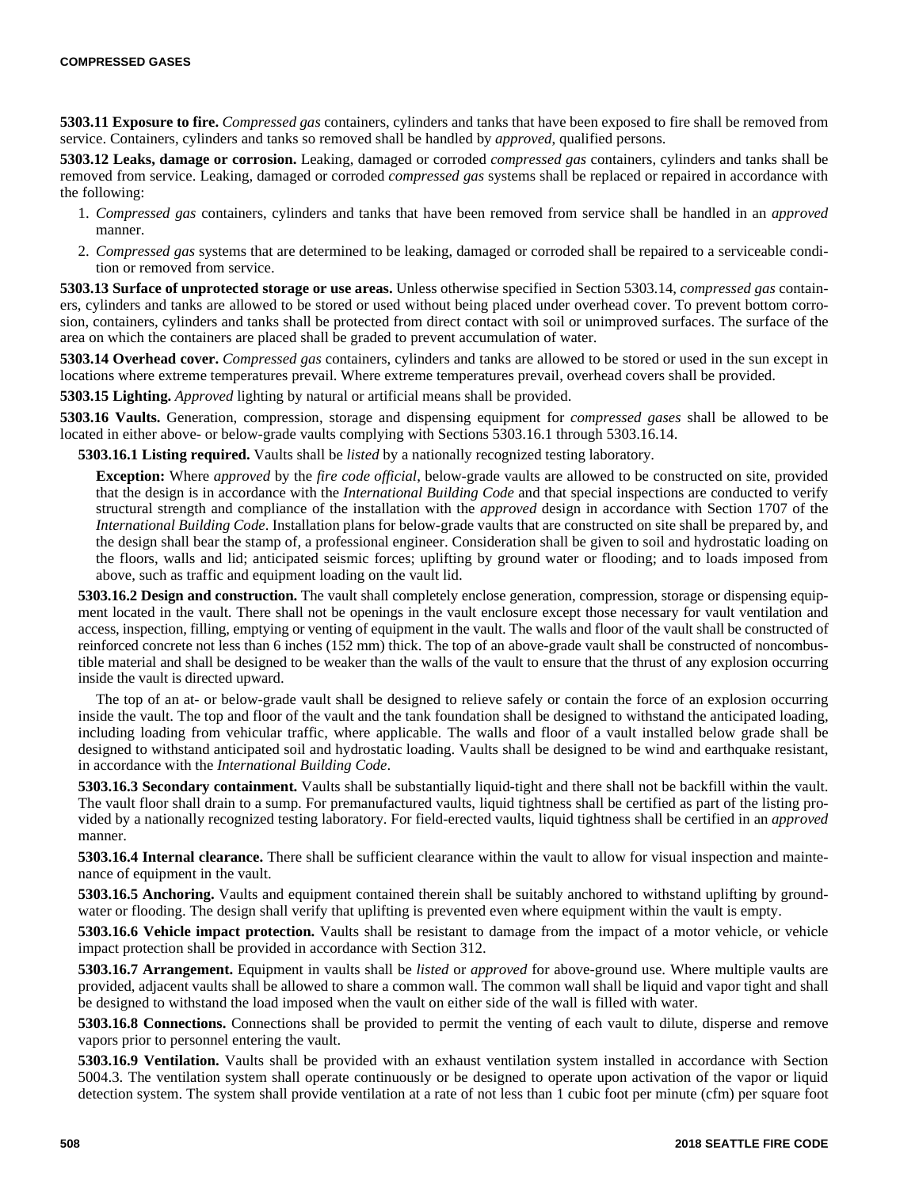**5303.11 Exposure to fire.** *Compressed gas* containers, cylinders and tanks that have been exposed to fire shall be removed from service. Containers, cylinders and tanks so removed shall be handled by *approved*, qualified persons.

**5303.12 Leaks, damage or corrosion.** Leaking, damaged or corroded *compressed gas* containers, cylinders and tanks shall be removed from service. Leaking, damaged or corroded *compressed gas* systems shall be replaced or repaired in accordance with the following:

1. *Compressed gas* containers, cylinders and tanks that have been removed from service shall be handled in an *approved* manner.
2. *Compressed gas* systems that are determined to be leaking, damaged or corroded shall be repaired to a serviceable condition or removed from service.

**5303.13 Surface of unprotected storage or use areas.** Unless otherwise specified in Section 5303.14, *compressed gas* containers, cylinders and tanks are allowed to be stored or used without being placed under overhead cover. To prevent bottom corrosion, containers, cylinders and tanks shall be protected from direct contact with soil or unimproved surfaces. The surface of the area on which the containers are placed shall be graded to prevent accumulation of water.

**5303.14 Overhead cover.** *Compressed gas* containers, cylinders and tanks are allowed to be stored or used in the sun except in locations where extreme temperatures prevail. Where extreme temperatures prevail, overhead covers shall be provided.

**5303.15 Lighting.** *Approved* lighting by natural or artificial means shall be provided.

**5303.16 Vaults.** Generation, compression, storage and dispensing equipment for *compressed gases* shall be allowed to be located in either above- or below-grade vaults complying with Sections 5303.16.1 through 5303.16.14.

**5303.16.1 Listing required.** Vaults shall be *listed* by a nationally recognized testing laboratory.

**Exception:** Where *approved* by the *fire code official*, below-grade vaults are allowed to be constructed on site, provided that the design is in accordance with the *International Building Code* and that special inspections are conducted to verify structural strength and compliance of the installation with the *approved* design in accordance with Section 1707 of the *International Building Code*. Installation plans for below-grade vaults that are constructed on site shall be prepared by, and the design shall bear the stamp of, a professional engineer. Consideration shall be given to soil and hydrostatic loading on the floors, walls and lid; anticipated seismic forces; uplifting by ground water or flooding; and to loads imposed from above, such as traffic and equipment loading on the vault lid.

**5303.16.2 Design and construction.** The vault shall completely enclose generation, compression, storage or dispensing equipment located in the vault. There shall not be openings in the vault enclosure except those necessary for vault ventilation and access, inspection, filling, emptying or venting of equipment in the vault. The walls and floor of the vault shall be constructed of reinforced concrete not less than 6 inches (152 mm) thick. The top of an above-grade vault shall be constructed of noncombustible material and shall be designed to be weaker than the walls of the vault to ensure that the thrust of any explosion occurring inside the vault is directed upward.

The top of an at- or below-grade vault shall be designed to relieve safely or contain the force of an explosion occurring inside the vault. The top and floor of the vault and the tank foundation shall be designed to withstand the anticipated loading, including loading from vehicular traffic, where applicable. The walls and floor of a vault installed below grade shall be designed to withstand anticipated soil and hydrostatic loading. Vaults shall be designed to be wind and earthquake resistant, in accordance with the *International Building Code*.

**5303.16.3 Secondary containment.** Vaults shall be substantially liquid-tight and there shall not be backfill within the vault. The vault floor shall drain to a sump. For premanufactured vaults, liquid tightness shall be certified as part of the listing provided by a nationally recognized testing laboratory. For field-erected vaults, liquid tightness shall be certified in an *approved* manner.

**5303.16.4 Internal clearance.** There shall be sufficient clearance within the vault to allow for visual inspection and maintenance of equipment in the vault.

**5303.16.5 Anchoring.** Vaults and equipment contained therein shall be suitably anchored to withstand uplifting by groundwater or flooding. The design shall verify that uplifting is prevented even where equipment within the vault is empty.

**5303.16.6 Vehicle impact protection.** Vaults shall be resistant to damage from the impact of a motor vehicle, or vehicle impact protection shall be provided in accordance with Section 312.

**5303.16.7 Arrangement.** Equipment in vaults shall be *listed* or *approved* for above-ground use. Where multiple vaults are provided, adjacent vaults shall be allowed to share a common wall. The common wall shall be liquid and vapor tight and shall be designed to withstand the load imposed when the vault on either side of the wall is filled with water.

**5303.16.8 Connections.** Connections shall be provided to permit the venting of each vault to dilute, disperse and remove vapors prior to personnel entering the vault.

**5303.16.9 Ventilation.** Vaults shall be provided with an exhaust ventilation system installed in accordance with Section 5004.3. The ventilation system shall operate continuously or be designed to operate upon activation of the vapor or liquid detection system. The system shall provide ventilation at a rate of not less than 1 cubic foot per minute (cfm) per square foot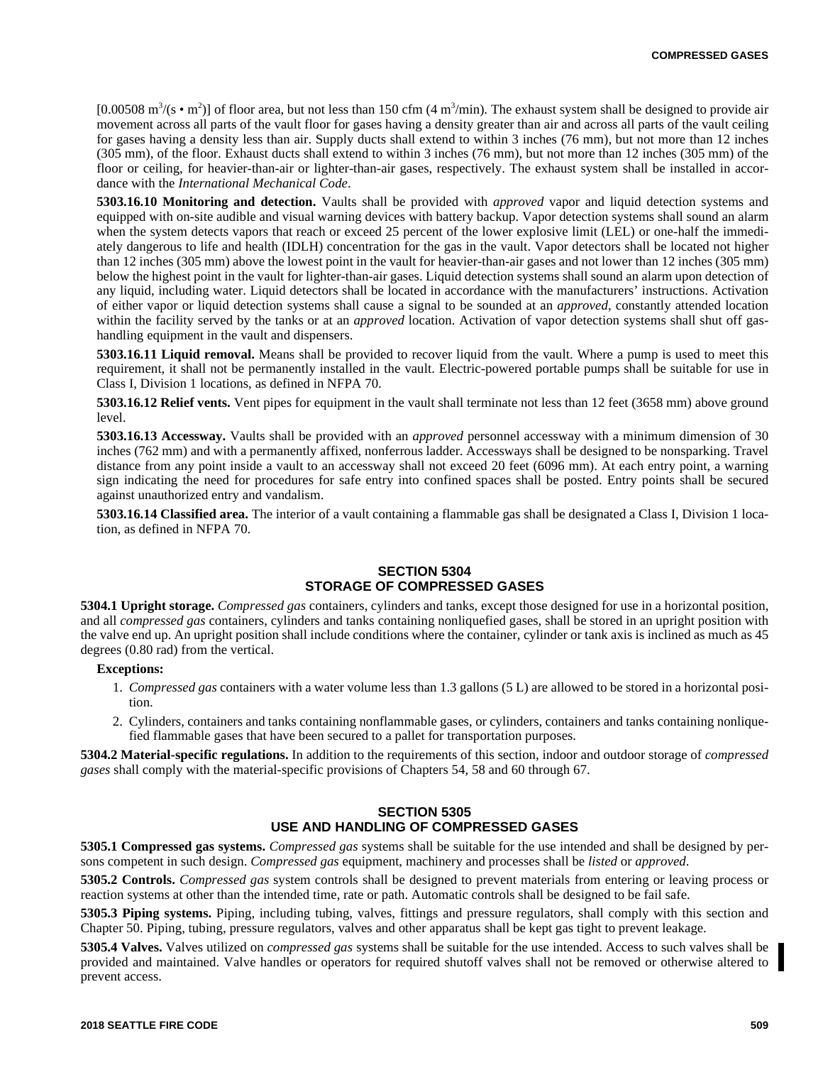[0.00508 $m^3/(s \cdot m^2)$] of floor area, but not less than 150 cfm (4 $m^3$/min). The exhaust system shall be designed to provide air movement across all parts of the vault floor for gases having a density greater than air and across all parts of the vault ceiling for gases having a density less than air. Supply ducts shall extend to within 3 inches (76 mm), but not more than 12 inches (305 mm), of the floor. Exhaust ducts shall extend to within 3 inches (76 mm), but not more than 12 inches (305 mm) of the floor or ceiling, for heavier-than-air or lighter-than-air gases, respectively. The exhaust system shall be installed in accordance with the *International Mechanical Code*.

**5303.16.10 Monitoring and detection.** Vaults shall be provided with *approved* vapor and liquid detection systems and equipped with on-site audible and visual warning devices with battery backup. Vapor detection systems shall sound an alarm when the system detects vapors that reach or exceed 25 percent of the lower explosive limit (LEL) or one-half the immediately dangerous to life and health (IDLH) concentration for the gas in the vault. Vapor detectors shall be located not higher than 12 inches (305 mm) above the lowest point in the vault for heavier-than-air gases and not lower than 12 inches (305 mm) below the highest point in the vault for lighter-than-air gases. Liquid detection systems shall sound an alarm upon detection of any liquid, including water. Liquid detectors shall be located in accordance with the manufacturers' instructions. Activation of either vapor or liquid detection systems shall cause a signal to be sounded at an *approved*, constantly attended location within the facility served by the tanks or at an *approved* location. Activation of vapor detection systems shall shut off gas-handling equipment in the vault and dispensers.

**5303.16.11 Liquid removal.** Means shall be provided to recover liquid from the vault. Where a pump is used to meet this requirement, it shall not be permanently installed in the vault. Electric-powered portable pumps shall be suitable for use in Class I, Division 1 locations, as defined in NFPA 70.

**5303.16.12 Relief vents.** Vent pipes for equipment in the vault shall terminate not less than 12 feet (3658 mm) above ground level.

**5303.16.13 Accessway.** Vaults shall be provided with an *approved* personnel accessway with a minimum dimension of 30 inches (762 mm) and with a permanently affixed, nonferrous ladder. Accessways shall be designed to be nonsparking. Travel distance from any point inside a vault to an accessway shall not exceed 20 feet (6096 mm). At each entry point, a warning sign indicating the need for procedures for safe entry into confined spaces shall be posted. Entry points shall be secured against unauthorized entry and vandalism.

**5303.16.14 Classified area.** The interior of a vault containing a flammable gas shall be designated a Class I, Division 1 location, as defined in NFPA 70.

## SECTION 5304 STORAGE OF COMPRESSED GASES

**5304.1 Upright storage.** *Compressed gas* containers, cylinders and tanks, except those designed for use in a horizontal position, and all *compressed gas* containers, cylinders and tanks containing nonliquefied gases, shall be stored in an upright position with the valve end up. An upright position shall include conditions where the container, cylinder or tank axis is inclined as much as 45 degrees (0.80 rad) from the vertical.

**Exceptions:**

1. *Compressed gas* containers with a water volume less than 1.3 gallons (5 L) are allowed to be stored in a horizontal position.
2. Cylinders, containers and tanks containing nonflammable gases, or cylinders, containers and tanks containing nonliquefied flammable gases that have been secured to a pallet for transportation purposes.

**5304.2 Material-specific regulations.** In addition to the requirements of this section, indoor and outdoor storage of *compressed gases* shall comply with the material-specific provisions of Chapters 54, 58 and 60 through 67.

## SECTION 5305 USE AND HANDLING OF COMPRESSED GASES

**5305.1 Compressed gas systems.** *Compressed gas* systems shall be suitable for the use intended and shall be designed by persons competent in such design. *Compressed gas* equipment, machinery and processes shall be *listed* or *approved*.

**5305.2 Controls.** *Compressed gas* system controls shall be designed to prevent materials from entering or leaving process or reaction systems at other than the intended time, rate or path. Automatic controls shall be designed to be fail safe.

**5305.3 Piping systems.** Piping, including tubing, valves, fittings and pressure regulators, shall comply with this section and Chapter 50. Piping, tubing, pressure regulators, valves and other apparatus shall be kept gas tight to prevent leakage.

**5305.4 Valves.** Valves utilized on *compressed gas* systems shall be suitable for the use intended. Access to such valves shall be provided and maintained. Valve handles or operators for required shutoff valves shall not be removed or otherwise altered to prevent access.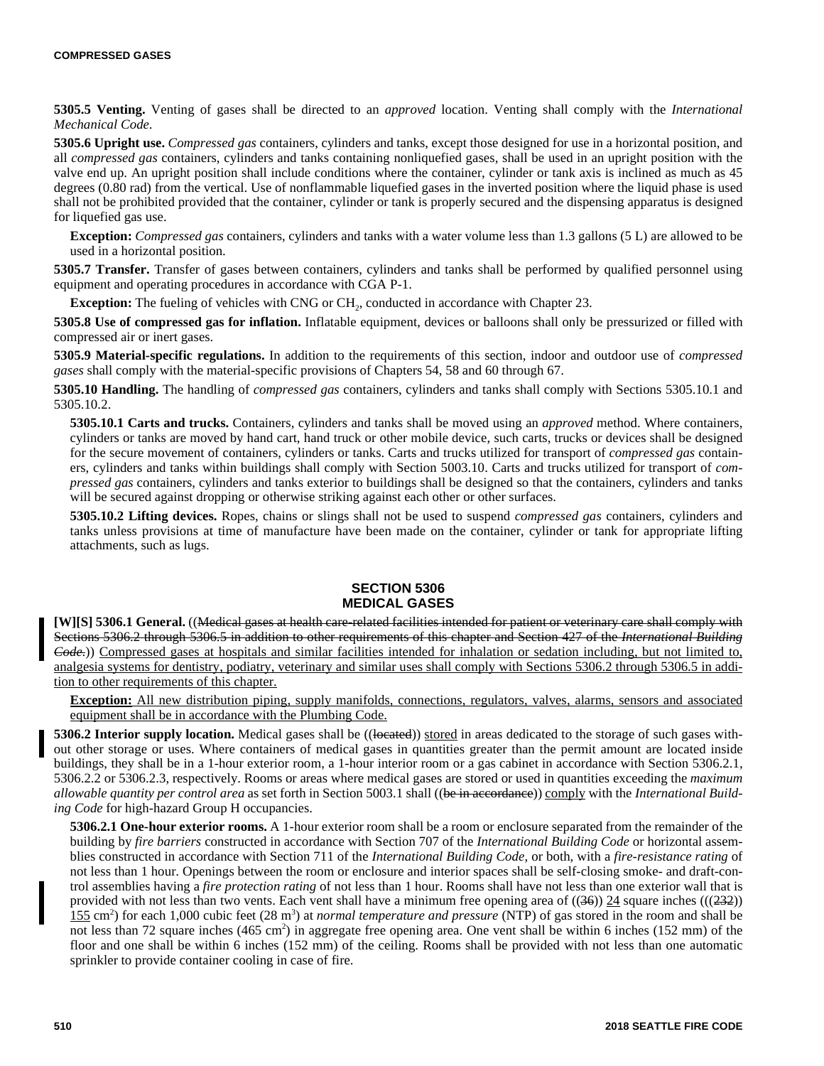**5305.5 Venting.** Venting of gases shall be directed to an *approved* location. Venting shall comply with the *International Mechanical Code*.

**5305.6 Upright use.** *Compressed gas* containers, cylinders and tanks, except those designed for use in a horizontal position, and all *compressed gas* containers, cylinders and tanks containing nonliquefied gases, shall be used in an upright position with the valve end up. An upright position shall include conditions where the container, cylinder or tank axis is inclined as much as 45 degrees (0.80 rad) from the vertical. Use of nonflammable liquefied gases in the inverted position where the liquid phase is used shall not be prohibited provided that the container, cylinder or tank is properly secured and the dispensing apparatus is designed for liquefied gas use.

**Exception:** *Compressed gas* containers, cylinders and tanks with a water volume less than 1.3 gallons (5 L) are allowed to be used in a horizontal position.

**5305.7 Transfer.** Transfer of gases between containers, cylinders and tanks shall be performed by qualified personnel using equipment and operating procedures in accordance with CGA P-1.

**Exception:** The fueling of vehicles with CNG or $CH_2$, conducted in accordance with Chapter 23.

**5305.8 Use of compressed gas for inflation.** Inflatable equipment, devices or balloons shall only be pressurized or filled with compressed air or inert gases.

**5305.9 Material-specific regulations.** In addition to the requirements of this section, indoor and outdoor use of *compressed gases* shall comply with the material-specific provisions of Chapters 54, 58 and 60 through 67.

**5305.10 Handling.** The handling of *compressed gas* containers, cylinders and tanks shall comply with Sections 5305.10.1 and 5305.10.2.

**5305.10.1 Carts and trucks.** Containers, cylinders and tanks shall be moved using an *approved* method. Where containers, cylinders or tanks are moved by hand cart, hand truck or other mobile device, such carts, trucks or devices shall be designed for the secure movement of containers, cylinders or tanks. Carts and trucks utilized for transport of *compressed gas* containers, cylinders and tanks within buildings shall comply with Section 5003.10. Carts and trucks utilized for transport of *compressed gas* containers, cylinders and tanks exterior to buildings shall be designed so that the containers, cylinders and tanks will be secured against dropping or otherwise striking against each other or other surfaces.

**5305.10.2 Lifting devices.** Ropes, chains or slings shall not be used to suspend *compressed gas* containers, cylinders and tanks unless provisions at time of manufacture have been made on the container, cylinder or tank for appropriate lifting attachments, such as lugs.

## SECTION 5306
## MEDICAL GASES

**[W][S] 5306.1 General.** ((~~Medical gases at health care-related facilities intended for patient or veterinary care shall comply with Sections 5306.2 through 5306.5 in addition to other requirements of this chapter and Section 427 of the *International Building Code*.~~)) Compressed gases at hospitals and similar facilities intended for inhalation or sedation including, but not limited to, analgesia systems for dentistry, podiatry, veterinary and similar uses shall comply with Sections 5306.2 through 5306.5 in addition to other requirements of this chapter.

**Exception:** All new distribution piping, supply manifolds, connections, regulators, valves, alarms, sensors and associated equipment shall be in accordance with the Plumbing Code.

**5306.2 Interior supply location.** Medical gases shall be ((~~located~~)) stored in areas dedicated to the storage of such gases without other storage or uses. Where containers of medical gases in quantities greater than the permit amount are located inside buildings, they shall be in a 1-hour exterior room, a 1-hour interior room or a gas cabinet in accordance with Section 5306.2.1, 5306.2.2 or 5306.2.3, respectively. Rooms or areas where medical gases are stored or used in quantities exceeding the *maximum allowable quantity per control area* as set forth in Section 5003.1 shall ((~~be in accordance~~)) comply with the *International Building Code* for high-hazard Group H occupancies.

**5306.2.1 One-hour exterior rooms.** A 1-hour exterior room shall be a room or enclosure separated from the remainder of the building by *fire barriers* constructed in accordance with Section 707 of the *International Building Code* or horizontal assemblies constructed in accordance with Section 711 of the *International Building Code*, or both, with a *fire-resistance rating* of not less than 1 hour. Openings between the room or enclosure and interior spaces shall be self-closing smoke- and draft-control assemblies having a *fire protection rating* of not less than 1 hour. Rooms shall have not less than one exterior wall that is provided with not less than two vents. Each vent shall have a minimum free opening area of ((~~36~~)) 24 square inches ((~~(232)~~) 155 $cm^2$) for each 1,000 cubic feet (28 $m^3$) at *normal temperature and pressure* (NTP) of gas stored in the room and shall be not less than 72 square inches (465 $cm^2$) in aggregate free opening area. One vent shall be within 6 inches (152 mm) of the floor and one shall be within 6 inches (152 mm) of the ceiling. Rooms shall be provided with not less than one automatic sprinkler to provide container cooling in case of fire.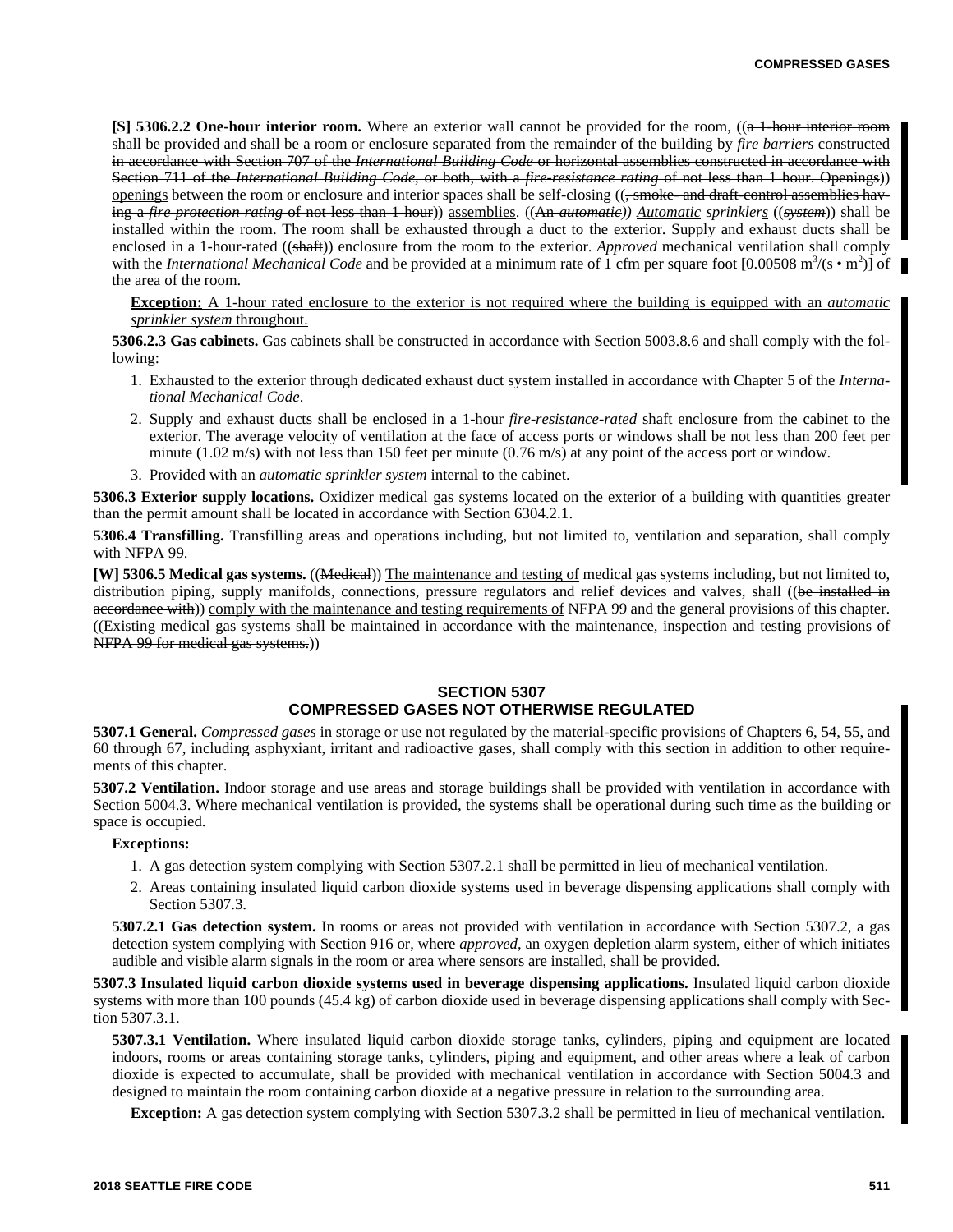**[S] 5306.2.2 One-hour interior room.** Where an exterior wall cannot be provided for the room, ((~~a 1-hour interior room shall be provided and shall be a room or enclosure separated from the remainder of the building by *fire barriers* constructed in accordance with Section 707 of the *International Building Code* or horizontal assemblies constructed in accordance with Section 711 of the *International Building Code*, or both, with a *fire-resistance rating* of not less than 1 hour. Openings~~)) <u>openings</u> between the room or enclosure and interior spaces shall be self-closing ((~~, smoke- and draft-control assemblies having a *fire protection rating* of not less than 1 hour~~)) <u>assemblies</u>. ((~~An *automatic*~~)) <u>*Automatic*</u> *sprinkler<u>s</u>* ((~~*system*~~)) shall be installed within the room. The room shall be exhausted through a duct to the exterior. Supply and exhaust ducts shall be enclosed in a 1-hour-rated ((~~shaft~~)) enclosure from the room to the exterior. *Approved* mechanical ventilation shall comply with the *International Mechanical Code* and be provided at a minimum rate of 1 cfm per square foot [0.00508 $m^3/(s \cdot m^2)$] of the area of the room.

<u>**Exception:** A 1-hour rated enclosure to the exterior is not required where the building is equipped with an *automatic sprinkler system* throughout.</u>

**5306.2.3 Gas cabinets.** Gas cabinets shall be constructed in accordance with Section 5003.8.6 and shall comply with the following:

1. Exhausted to the exterior through dedicated exhaust duct system installed in accordance with Chapter 5 of the *International Mechanical Code*.
2. Supply and exhaust ducts shall be enclosed in a 1-hour *fire-resistance-rated* shaft enclosure from the cabinet to the exterior. The average velocity of ventilation at the face of access ports or windows shall be not less than 200 feet per minute (1.02 m/s) with not less than 150 feet per minute (0.76 m/s) at any point of the access port or window.
3. Provided with an *automatic sprinkler system* internal to the cabinet.

**5306.3 Exterior supply locations.** Oxidizer medical gas systems located on the exterior of a building with quantities greater than the permit amount shall be located in accordance with Section 6304.2.1.

**5306.4 Transfilling.** Transfilling areas and operations including, but not limited to, ventilation and separation, shall comply with NFPA 99.

**[W] 5306.5 Medical gas systems.** ((~~Medical~~)) <u>The maintenance and testing of</u> medical gas systems including, but not limited to, distribution piping, supply manifolds, connections, pressure regulators and relief devices and valves, shall ((~~be installed in accordance with~~)) <u>comply with the maintenance and testing requirements of</u> NFPA 99 and the general provisions of this chapter. ((~~Existing medical gas systems shall be maintained in accordance with the maintenance, inspection and testing provisions of NFPA 99 for medical gas systems.~~))

## SECTION 5307
## COMPRESSED GASES NOT OTHERWISE REGULATED

**5307.1 General.** *Compressed gases* in storage or use not regulated by the material-specific provisions of Chapters 6, 54, 55, and 60 through 67, including asphyxiant, irritant and radioactive gases, shall comply with this section in addition to other requirements of this chapter.

**5307.2 Ventilation.** Indoor storage and use areas and storage buildings shall be provided with ventilation in accordance with Section 5004.3. Where mechanical ventilation is provided, the systems shall be operational during such time as the building or space is occupied.

**Exceptions:**

1. A gas detection system complying with Section 5307.2.1 shall be permitted in lieu of mechanical ventilation.
2. Areas containing insulated liquid carbon dioxide systems used in beverage dispensing applications shall comply with Section 5307.3.

**5307.2.1 Gas detection system.** In rooms or areas not provided with ventilation in accordance with Section 5307.2, a gas detection system complying with Section 916 or, where *approved*, an oxygen depletion alarm system, either of which initiates audible and visible alarm signals in the room or area where sensors are installed, shall be provided.

**5307.3 Insulated liquid carbon dioxide systems used in beverage dispensing applications.** Insulated liquid carbon dioxide systems with more than 100 pounds (45.4 kg) of carbon dioxide used in beverage dispensing applications shall comply with Section 5307.3.1.

**5307.3.1 Ventilation.** Where insulated liquid carbon dioxide storage tanks, cylinders, piping and equipment are located indoors, rooms or areas containing storage tanks, cylinders, piping and equipment, and other areas where a leak of carbon dioxide is expected to accumulate, shall be provided with mechanical ventilation in accordance with Section 5004.3 and designed to maintain the room containing carbon dioxide at a negative pressure in relation to the surrounding area.

**Exception:** A gas detection system complying with Section 5307.3.2 shall be permitted in lieu of mechanical ventilation.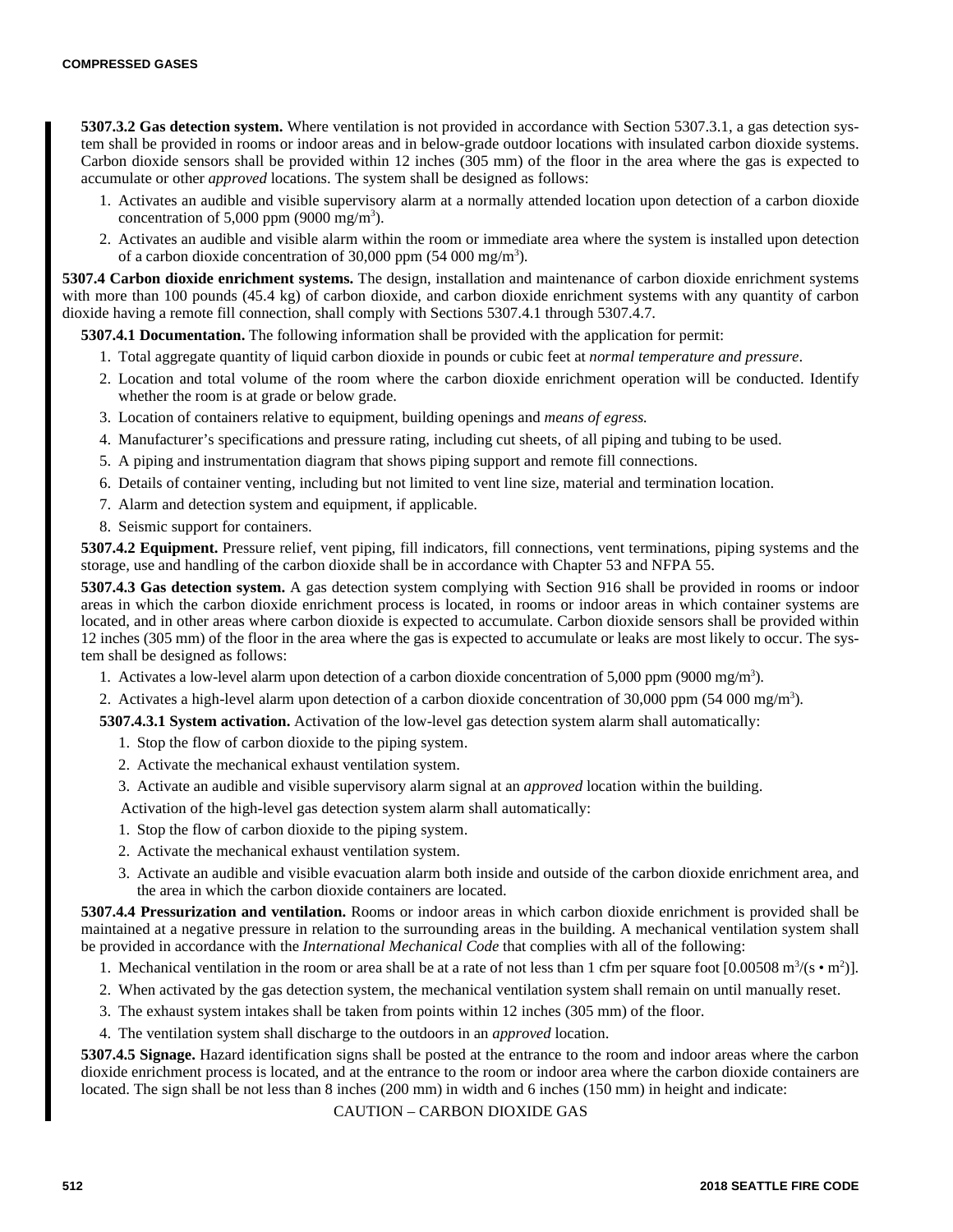**5307.3.2 Gas detection system.** Where ventilation is not provided in accordance with Section 5307.3.1, a gas detection system shall be provided in rooms or indoor areas and in below-grade outdoor locations with insulated carbon dioxide systems. Carbon dioxide sensors shall be provided within 12 inches (305 mm) of the floor in the area where the gas is expected to accumulate or other *approved* locations. The system shall be designed as follows:

1. Activates an audible and visible supervisory alarm at a normally attended location upon detection of a carbon dioxide concentration of 5,000 ppm (9000 $mg/m^3$).
2. Activates an audible and visible alarm within the room or immediate area where the system is installed upon detection of a carbon dioxide concentration of 30,000 ppm (54 000 $mg/m^3$).

**5307.4 Carbon dioxide enrichment systems.** The design, installation and maintenance of carbon dioxide enrichment systems with more than 100 pounds (45.4 kg) of carbon dioxide, and carbon dioxide enrichment systems with any quantity of carbon dioxide having a remote fill connection, shall comply with Sections 5307.4.1 through 5307.4.7.

**5307.4.1 Documentation.** The following information shall be provided with the application for permit:

1. Total aggregate quantity of liquid carbon dioxide in pounds or cubic feet at *normal temperature and pressure*.
2. Location and total volume of the room where the carbon dioxide enrichment operation will be conducted. Identify whether the room is at grade or below grade.
3. Location of containers relative to equipment, building openings and *means of egress.*
4. Manufacturer's specifications and pressure rating, including cut sheets, of all piping and tubing to be used.
5. A piping and instrumentation diagram that shows piping support and remote fill connections.
6. Details of container venting, including but not limited to vent line size, material and termination location.
7. Alarm and detection system and equipment, if applicable.
8. Seismic support for containers.

**5307.4.2 Equipment.** Pressure relief, vent piping, fill indicators, fill connections, vent terminations, piping systems and the storage, use and handling of the carbon dioxide shall be in accordance with Chapter 53 and NFPA 55.

**5307.4.3 Gas detection system.** A gas detection system complying with Section 916 shall be provided in rooms or indoor areas in which the carbon dioxide enrichment process is located, in rooms or indoor areas in which container systems are located, and in other areas where carbon dioxide is expected to accumulate. Carbon dioxide sensors shall be provided within 12 inches (305 mm) of the floor in the area where the gas is expected to accumulate or leaks are most likely to occur. The system shall be designed as follows:

1. Activates a low-level alarm upon detection of a carbon dioxide concentration of 5,000 ppm (9000 $mg/m^3$).
2. Activates a high-level alarm upon detection of a carbon dioxide concentration of 30,000 ppm (54 000 $mg/m^3$).

**5307.4.3.1 System activation.** Activation of the low-level gas detection system alarm shall automatically:

1. Stop the flow of carbon dioxide to the piping system.
2. Activate the mechanical exhaust ventilation system.
3. Activate an audible and visible supervisory alarm signal at an *approved* location within the building.

Activation of the high-level gas detection system alarm shall automatically:

1. Stop the flow of carbon dioxide to the piping system.
2. Activate the mechanical exhaust ventilation system.
3. Activate an audible and visible evacuation alarm both inside and outside of the carbon dioxide enrichment area, and the area in which the carbon dioxide containers are located.

**5307.4.4 Pressurization and ventilation.** Rooms or indoor areas in which carbon dioxide enrichment is provided shall be maintained at a negative pressure in relation to the surrounding areas in the building. A mechanical ventilation system shall be provided in accordance with the *International Mechanical Code* that complies with all of the following:

1. Mechanical ventilation in the room or area shall be at a rate of not less than 1 cfm per square foot [0.00508 $m^3/(s \cdot m^2)$].
2. When activated by the gas detection system, the mechanical ventilation system shall remain on until manually reset.
3. The exhaust system intakes shall be taken from points within 12 inches (305 mm) of the floor.
4. The ventilation system shall discharge to the outdoors in an *approved* location.

**5307.4.5 Signage.** Hazard identification signs shall be posted at the entrance to the room and indoor areas where the carbon dioxide enrichment process is located, and at the entrance to the room or indoor area where the carbon dioxide containers are located. The sign shall be not less than 8 inches (200 mm) in width and 6 inches (150 mm) in height and indicate:

CAUTION – CARBON DIOXIDE GAS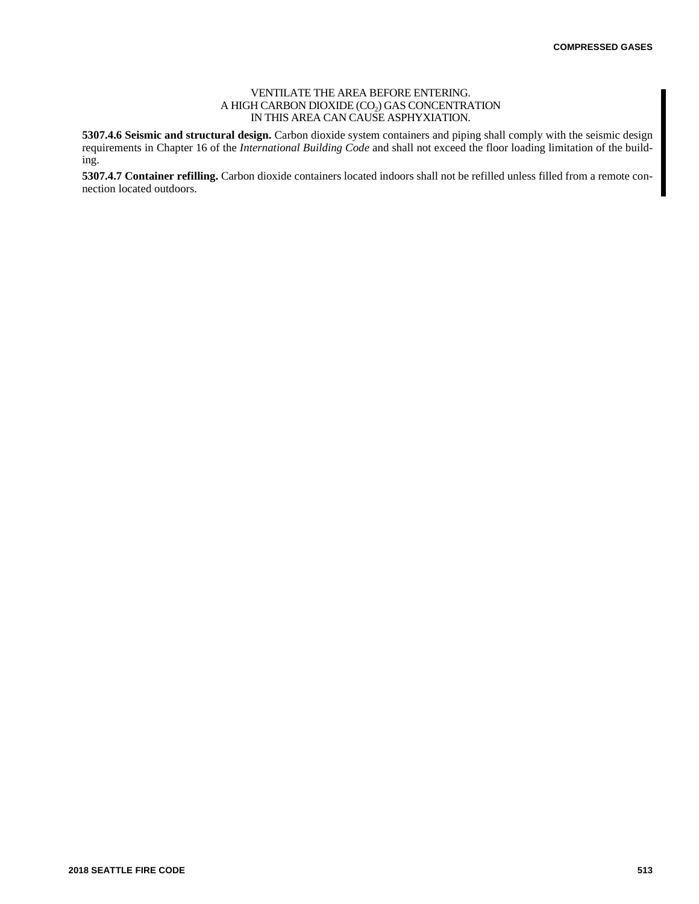VENTILATE THE AREA BEFORE ENTERING.
A HIGH CARBON DIOXIDE ($CO_2$) GAS CONCENTRATION
IN THIS AREA CAN CAUSE ASPHYXIATION.

**5307.4.6 Seismic and structural design.** Carbon dioxide system containers and piping shall comply with the seismic design requirements in Chapter 16 of the *International Building Code* and shall not exceed the floor loading limitation of the building.

**5307.4.7 Container refilling.** Carbon dioxide containers located indoors shall not be refilled unless filled from a remote connection located outdoors.